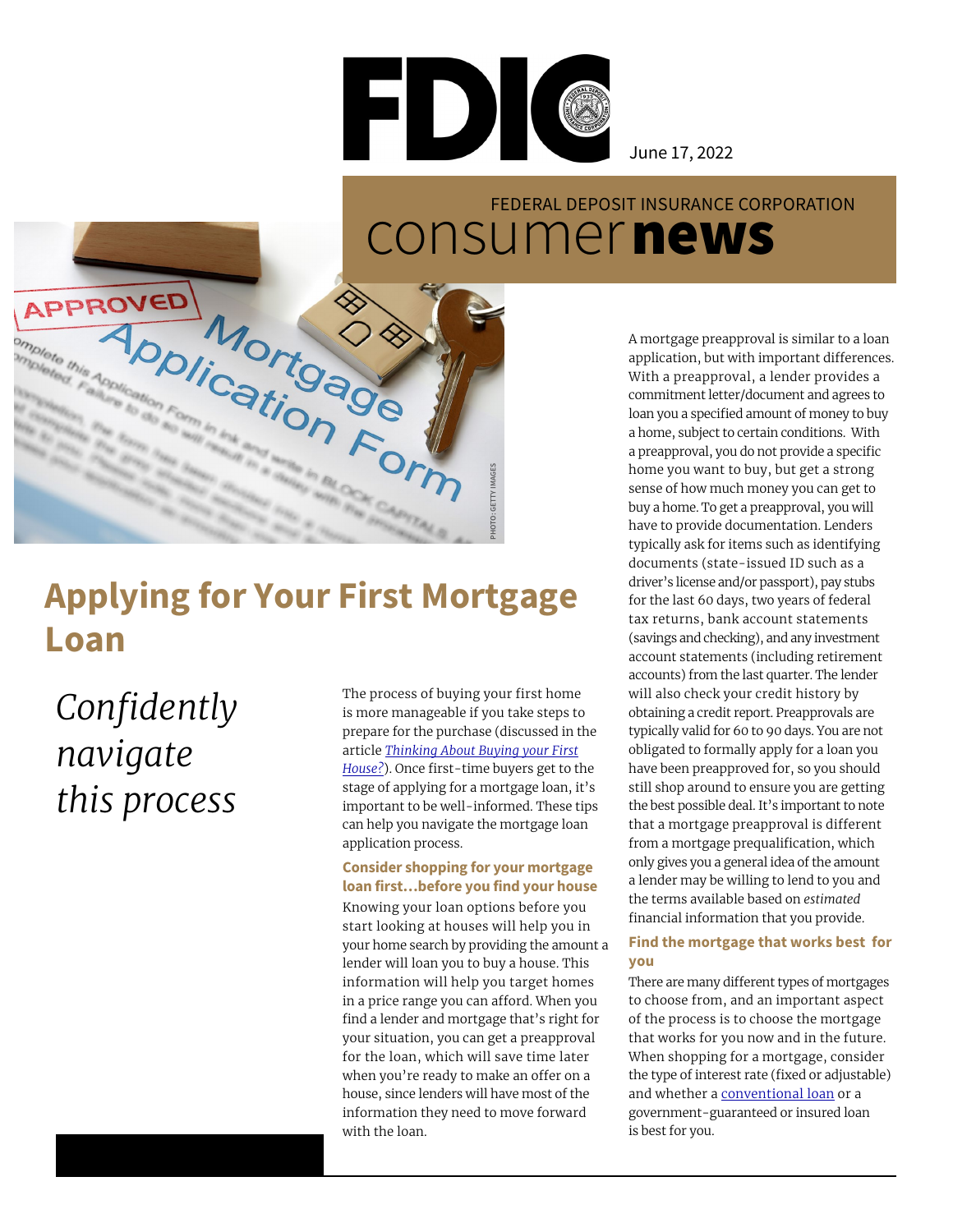June 17, 2022

FEDERAL DEPOSIT INSURANCE CORPORATION

consumer **news**

# Applying for Your First Mortgage Loan

*Confidently navigate this process*

The process of buying your first home is more manageable if you take steps to prepare for the purchase (discussed in the article *Thinking About Buying your First House?*). Once first-time buyers get to the stage of applying for a mortgage loan, it's important to be well-informed. These tips can help you navigate the mortgage loan application process.

### Consider shopping for your mortgage loan first…before you find your house

Knowing your loan options before you start looking at houses will help you in your home search by providing the amount a lender will loan you to buy a house. This information will help you target homes in a price range you can afford. When you find a lender and mortgage that's right for your situation, you can get a preapproval for the loan, which will save time later when you're ready to make an offer on a house, since lenders will have most of the information they need to move forward with the loan.

A mortgage preapproval is similar to a loan application, but with important differences. With a preapproval, a lender provides a commitment letter/document and agrees to loan you a specified amount of money to buy a home, subject to certain conditions. With a preapproval, you do not provide a specific home you want to buy, but get a strong sense of how much money you can get to buy a home. To get a preapproval, you will have to provide documentation. Lenders typically ask for items such as identifying documents (state-issued ID such as a driver's license and/or passport), pay stubs for the last 60 days, two years of federal tax returns, bank account statements (savings and checking), and any investment account statements (including retirement accounts) from the last quarter. The lender will also check your credit history by obtaining a credit report. Preapprovals are typically valid for 60 to 90 days. You are not obligated to formally apply for a loan you have been preapproved for, so you should still shop around to ensure you are getting the best possible deal. It's important to note that a mortgage preapproval is different from a mortgage prequalification, which only gives you a general idea of the amount a lender may be willing to lend to you and the terms available based on *estimated* financial information that you provide.

### Find the mortgage that works best for you

There are many different types of mortgages to choose from, and an important aspect of the process is to choose the mortgage that works for you now and in the future. When shopping for a mortgage, consider the type of interest rate (fixed or adjustable) and whether a conventional loan or a government-guaranteed or insured loan is best for you.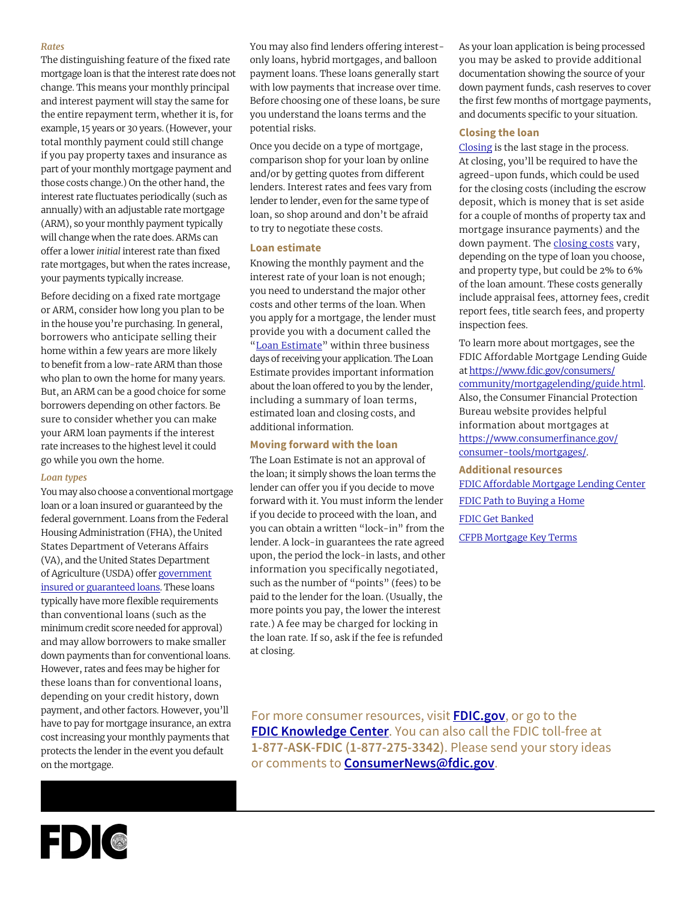### *Rates*

The distinguishing feature of the fixed rate mortgage loan is that the interest rate does not change. This means your monthly principal and interest payment will stay the same for the entire repayment term, whether it is, for example, 15 years or 30 years. (However, your total monthly payment could still change if you pay property taxes and insurance as part of your monthly mortgage payment and those costs change.) On the other hand, the interest rate fluctuates periodically (such as annually) with an adjustable rate mortgage (ARM), so your monthly payment typically will change when the rate does. ARMs can offer a lower *initial* interest rate than fixed rate mortgages, but when the rates increase, your payments typically increase.

Before deciding on a fixed rate mortgage or ARM, consider how long you plan to be in the house you're purchasing. In general, borrowers who anticipate selling their home within a few years are more likely to benefit from a low-rate ARM than those who plan to own the home for many years. But, an ARM can be a good choice for some borrowers depending on other factors. Be sure to consider whether you can make your ARM loan payments if the interest rate increases to the highest level it could go while you own the home.

### *Loan types*

You may also choose a conventional mortgage loan or a loan insured or guaranteed by the federal government. Loans from the Federal Housing Administration (FHA), the United States Department of Veterans Affairs (VA), and the United States Department of Agriculture (USDA) offer [government insured or guaranteed loans](). These loans typically have more flexible requirements than conventional loans (such as the minimum credit score needed for approval) and may allow borrowers to make smaller down payments than for conventional loans. However, rates and fees may be higher for these loans than for conventional loans, depending on your credit history, down payment, and other factors. However, you'll have to pay for mortgage insurance, an extra cost increasing your monthly payments that protects the lender in the event you default on the mortgage.

You may also find lenders offering interest-only loans, hybrid mortgages, and balloon payment loans. These loans generally start with low payments that increase over time. Before choosing one of these loans, be sure you understand the loans terms and the potential risks.

Once you decide on a type of mortgage, comparison shop for your loan by online and/or by getting quotes from different lenders. Interest rates and fees vary from lender to lender, even for the same type of loan, so shop around and don't be afraid to try to negotiate these costs.

## Loan estimate

Knowing the monthly payment and the interest rate of your loan is not enough; you need to understand the major other costs and other terms of the loan. When you apply for a mortgage, the lender must provide you with a document called the "[Loan Estimate]()" within three business days of receiving your application. The Loan Estimate provides important information about the loan offered to you by the lender, including a summary of loan terms, estimated loan and closing costs, and additional information.

## Moving forward with the loan

The Loan Estimate is not an approval of the loan; it simply shows the loan terms the lender can offer you if you decide to move forward with it. You must inform the lender if you decide to proceed with the loan, and you can obtain a written "lock-in" from the lender. A lock-in guarantees the rate agreed upon, the period the lock-in lasts, and other information you specifically negotiated, such as the number of "points" (fees) to be paid to the lender for the loan. (Usually, the more points you pay, the lower the interest rate.) A fee may be charged for locking in the loan rate. If so, ask if the fee is refunded at closing.

As your loan application is being processed you may be asked to provide additional documentation showing the source of your down payment funds, cash reserves to cover the first few months of mortgage payments, and documents specific to your situation.

## Closing the loan

[Closing]() is the last stage in the process. At closing, you'll be required to have the agreed-upon funds, which could be used for the closing costs (including the escrow deposit, which is money that is set aside for a couple of months of property tax and mortgage insurance payments) and the down payment. The [closing costs]() vary, depending on the type of loan you choose, and property type, but could be 2% to 6% of the loan amount. These costs generally include appraisal fees, attorney fees, credit report fees, title search fees, and property inspection fees.

To learn more about mortgages, see the FDIC Affordable Mortgage Lending Guide at https://www.fdic.gov/consumers/community/mortgagelending/guide.html. Also, the Consumer Financial Protection Bureau website provides helpful information about mortgages at https://www.consumerfinance.gov/consumer-tools/mortgages/.

## Additional resources

[FDIC Affordable Mortgage Lending Center]()

[FDIC Path to Buying a Home]()

[FDIC Get Banked]()

[CFPB Mortgage Key Terms]()

For more consumer resources, visit **FDIC.gov**, or go to the **FDIC Knowledge Center**. You can also call the FDIC toll-free at **1-877-ASK-FDIC (1-877-275-3342)**. Please send your story ideas or comments to **ConsumerNews@fdic.gov**.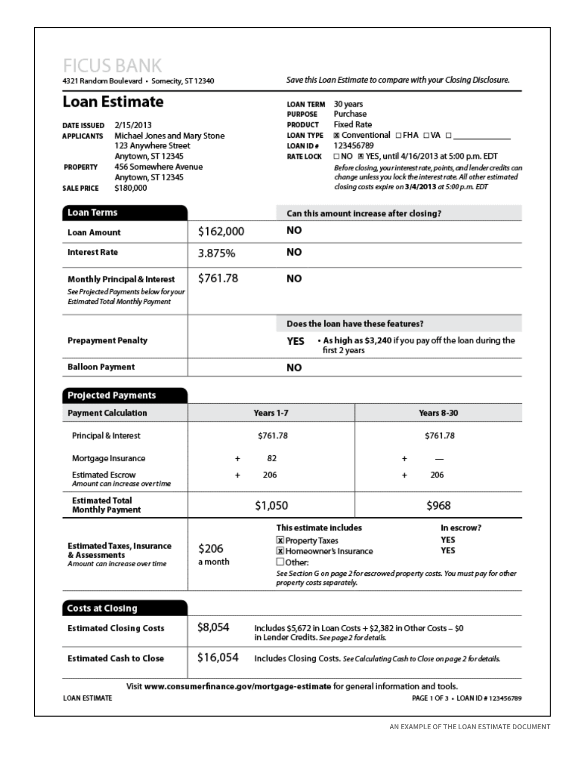# FICUS BANK

4321 Random Boulevard • Somecity, ST 12340

*Save this Loan Estimate to compare with your Closing Disclosure.*

## Loan Estimate

**DATE ISSUED** 2/15/2013
**APPLICANTS** Michael Jones and Mary Stone
123 Anywhere Street
Anytown, ST 12345
**PROPERTY** 456 Somewhere Avenue
Anytown, ST 12345
**SALE PRICE** $180,000

**LOAN TERM** 30 years
**PURPOSE** Purchase
**PRODUCT** Fixed Rate
**LOAN TYPE** ☒ Conventional ☐ FHA ☐ VA ☐ ___________
**LOAN ID #** 123456789
**RATE LOCK** ☐ NO ☒ YES, until 4/16/2013 at 5:00 p.m. EDT
*Before closing, your interest rate, points, and lender credits can change unless you lock the interest rate. All other estimated closing costs expire on **3/4/2013** at 5:00 p.m. EDT*

### Loan Terms

| Loan Terms | | Can this amount increase after closing? |
|---|---|---|
| **Loan Amount** | $162,000 | **NO** |
| **Interest Rate** | 3.875% | **NO** |
| **Monthly Principal & Interest** *See Projected Payments below for your Estimated Total Monthly Payment* | $761.78 | **NO** |
| | | **Does the loan have these features?** |
| **Prepayment Penalty** | | **YES** • **As high as $3,240** if you pay off the loan during the first 2 years |
| **Balloon Payment** | | **NO** |

### Projected Payments

| **Payment Calculation** | **Years 1-7** | **Years 8-30** |
|---|---|---|
| Principal & Interest | $761.78 | $761.78 |
| Mortgage Insurance | + 82 | + — |
| Estimated Escrow *Amount can increase over time* | + 206 | + 206 |
| **Estimated Total Monthly Payment** | $1,050 | $968 |

| | | | |
|---|---|---|---|
| **Estimated Taxes, Insurance & Assessments** *Amount can increase over time* | $206 a month | **This estimate includes** | **In escrow?** |
| | | ☒ Property Taxes | YES |
| | | ☒ Homeowner's Insurance | YES |
| | | ☐ Other: | |
| | | *See Section G on page 2 for escrowed property costs. You must pay for other property costs separately.* | |

### Costs at Closing

| | | |
|---|---|---|
| **Estimated Closing Costs** | $8,054 | Includes $5,672 in Loan Costs + $2,382 in Other Costs – $0 in Lender Credits. *See page 2 for details.* |
| **Estimated Cash to Close** | $16,054 | Includes Closing Costs. *See Calculating Cash to Close on page 2 for details.* |

Visit **www.consumerfinance.gov/mortgage-estimate** for general information and tools.

AN EXAMPLE OF THE LOAN ESTIMATE DOCUMENT